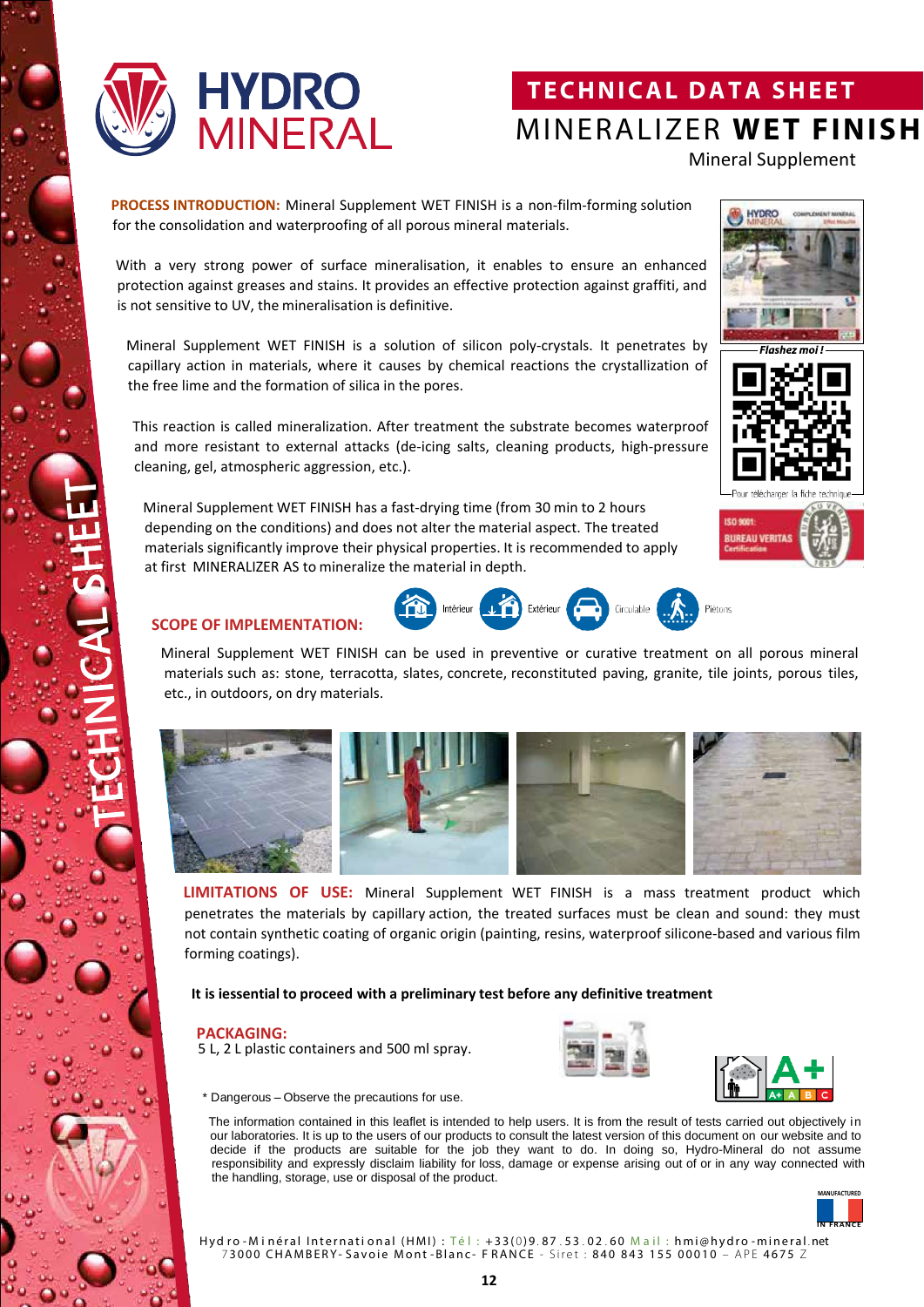# HYDRO MINERAL

## TECHNICAL DATA SHEET

# MINERALIZER **WET FINISH**

Mineral Supplement

**PROCESS INTRODUCTION:** Mineral Supplement WET FINISH is a non-film-forming solution for the consolidation and waterproofing of all porous mineral materials.

With a very strong power of surface mineralisation, it enables to ensure an enhanced protection against greases and stains. It provides an effective protection against graffiti, and is not sensitive to UV, the mineralisation is definitive.

Mineral Supplement WET FINISH is a solution of silicon poly-crystals. It penetrates by capillary action in materials, where it causes by chemical reactions the crystallization of the free lime and the formation of silica in the pores.

This reaction is called mineralization. After treatment the substrate becomes waterproof and more resistant to external attacks (de-icing salts, cleaning products, high-pressure cleaning, gel, atmospheric aggression, etc.).

Mineral Supplement WET FINISH has a fast-drying time (from 30 min to 2 hours depending on the conditions) and does not alter the material aspect. The treated materials significantly improve their physical properties. It is recommended to apply at first MINERALIZER AS to mineralize the material in depth.

Flashez moi !

Pour télécharger la fiche technique

ISO 9001 BUREAU VERITAS Certification

**SCOPE OF IMPLEMENTATION:**

Intérieur — Extérieur — Circulable — Piétons

Mineral Supplement WET FINISH can be used in preventive or curative treatment on all porous mineral materials such as: stone, terracotta, slates, concrete, reconstituted paving, granite, tile joints, porous tiles, etc., in outdoors, on dry materials.

**LIMITATIONS OF USE:** Mineral Supplement WET FINISH is a mass treatment product which penetrates the materials by capillary action, the treated surfaces must be clean and sound: they must not contain synthetic coating of organic origin (painting, resins, waterproof silicone-based and various film forming coatings).

**It is iessential to proceed with a preliminary test before any definitive treatment**

**PACKAGING:**
5 L, 2 L plastic containers and 500 ml spray.

\* Dangerous – Observe the precautions for use.

The information contained in this leaflet is intended to help users. It is from the result of tests carried out objectively in our laboratories. It is up to the users of our products to consult the latest version of this document on our website and to decide if the products are suitable for the job they want to do. In doing so, Hydro-Mineral do not assume responsibility and expressly disclaim liability for loss, damage or expense arising out of or in any way connected with the handling, storage, use or disposal of the product.

MANUFACTURED IN FRANCE

Hydro-Minéral International (HMI) : Tél : +33(0)9.87.53.02.60 Mail : hmi@hydro-mineral.net
73000 CHAMBERY-Savoie Mont-Blanc- FRANCE - Siret : 840 843 155 00010 – APE 4675 Z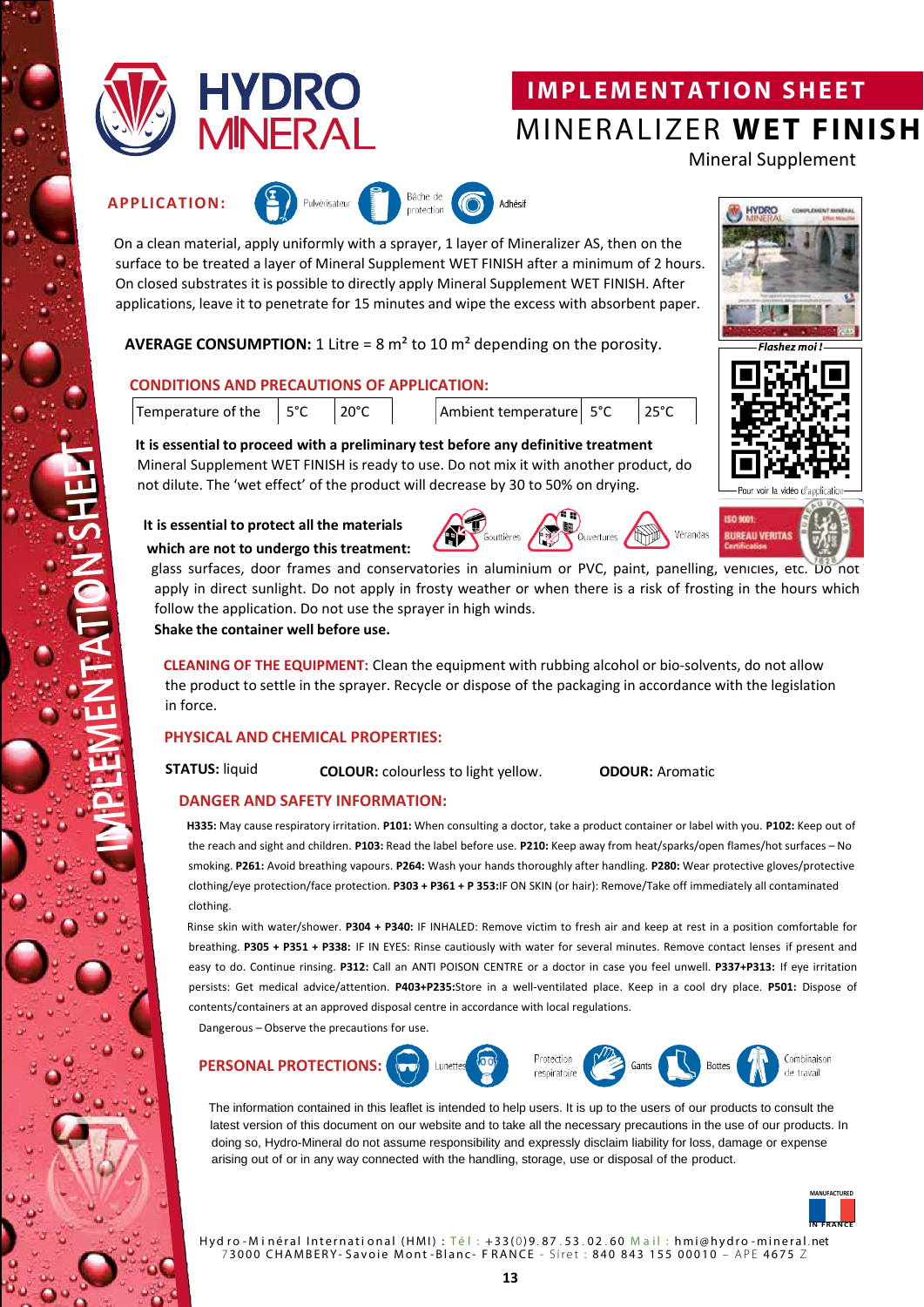# IMPLEMENTATION SHEET

## MINERALIZER **WET FINISH**

Mineral Supplement

**APPLICATION:** Pulvérisateur · Bâche de protection · Adhésif

On a clean material, apply uniformly with a sprayer, 1 layer of Mineralizer AS, then on the surface to be treated a layer of Mineral Supplement WET FINISH after a minimum of 2 hours. On closed substrates it is possible to directly apply Mineral Supplement WET FINISH. After applications, leave it to penetrate for 15 minutes and wipe the excess with absorbent paper.

**AVERAGE CONSUMPTION:** 1 Litre = 8 m² to 10 m² depending on the porosity.

Flashez moi !

Pour voir la vidéo d'application

ISO 9001: BUREAU VERITAS Certification

### CONDITIONS AND PRECAUTIONS OF APPLICATION:

| | | | | | |
|---|---|---|---|---|---|
| Temperature of the | 5°C | 20°C | Ambient temperature | 5°C | 25°C |

**It is essential to proceed with a preliminary test before any definitive treatment**
Mineral Supplement WET FINISH is ready to use. Do not mix it with another product, do not dilute. The 'wet effect' of the product will decrease by 30 to 50% on drying.

**It is essential to protect all the materials which are not to undergo this treatment:** Gouttières · Ouvertures · Verandas

glass surfaces, door frames and conservatories in aluminium or PVC, paint, panelling, vehicles, etc. Do not apply in direct sunlight. Do not apply in frosty weather or when there is a risk of frosting in the hours which follow the application. Do not use the sprayer in high winds.
**Shake the container well before use.**

**CLEANING OF THE EQUIPMENT:** Clean the equipment with rubbing alcohol or bio-solvents, do not allow the product to settle in the sprayer. Recycle or dispose of the packaging in accordance with the legislation in force.

### PHYSICAL AND CHEMICAL PROPERTIES:

**STATUS:** liquid **COLOUR:** colourless to light yellow. **ODOUR:** Aromatic

### DANGER AND SAFETY INFORMATION:

**H335:** May cause respiratory irritation. **P101:** When consulting a doctor, take a product container or label with you. **P102:** Keep out of the reach and sight and children. **P103:** Read the label before use. **P210:** Keep away from heat/sparks/open flames/hot surfaces – No smoking. **P261:** Avoid breathing vapours. **P264:** Wash your hands thoroughly after handling. **P280:** Wear protective gloves/protective clothing/eye protection/face protection. **P303 + P361 + P 353:**IF ON SKIN (or hair): Remove/Take off immediately all contaminated clothing.
Rinse skin with water/shower. **P304 + P340:** IF INHALED: Remove victim to fresh air and keep at rest in a position comfortable for breathing. **P305 + P351 + P338:** IF IN EYES: Rinse cautiously with water for several minutes. Remove contact lenses if present and easy to do. Continue rinsing. **P312:** Call an ANTI POISON CENTRE or a doctor in case you feel unwell. **P337+P313:** If eye irritation persists: Get medical advice/attention. **P403+P235:**Store in a well-ventilated place. Keep in a cool dry place. **P501:** Dispose of contents/containers at an approved disposal centre in accordance with local regulations.

Dangerous – Observe the precautions for use.

**PERSONAL PROTECTIONS:** Lunettes · Protection respiratoire · Gants · Bottes · Combinaison de travail

The information contained in this leaflet is intended to help users. It is up to the users of our products to consult the latest version of this document on our website and to take all the necessary precautions in the use of our products. In doing so, Hydro-Mineral do not assume responsibility and expressly disclaim liability for loss, damage or expense arising out of or in any way connected with the handling, storage, use or disposal of the product.

MANUFACTURED IN FRANCE

Hydro-Minéral International (HMI) : Tél : +33(0)9.87.53.02.60 Mail : hmi@hydro-mineral.net
73000 CHAMBERY-Savoie Mont-Blanc- FRANCE - Siret : 840 843 155 00010 – APE 4675 Z